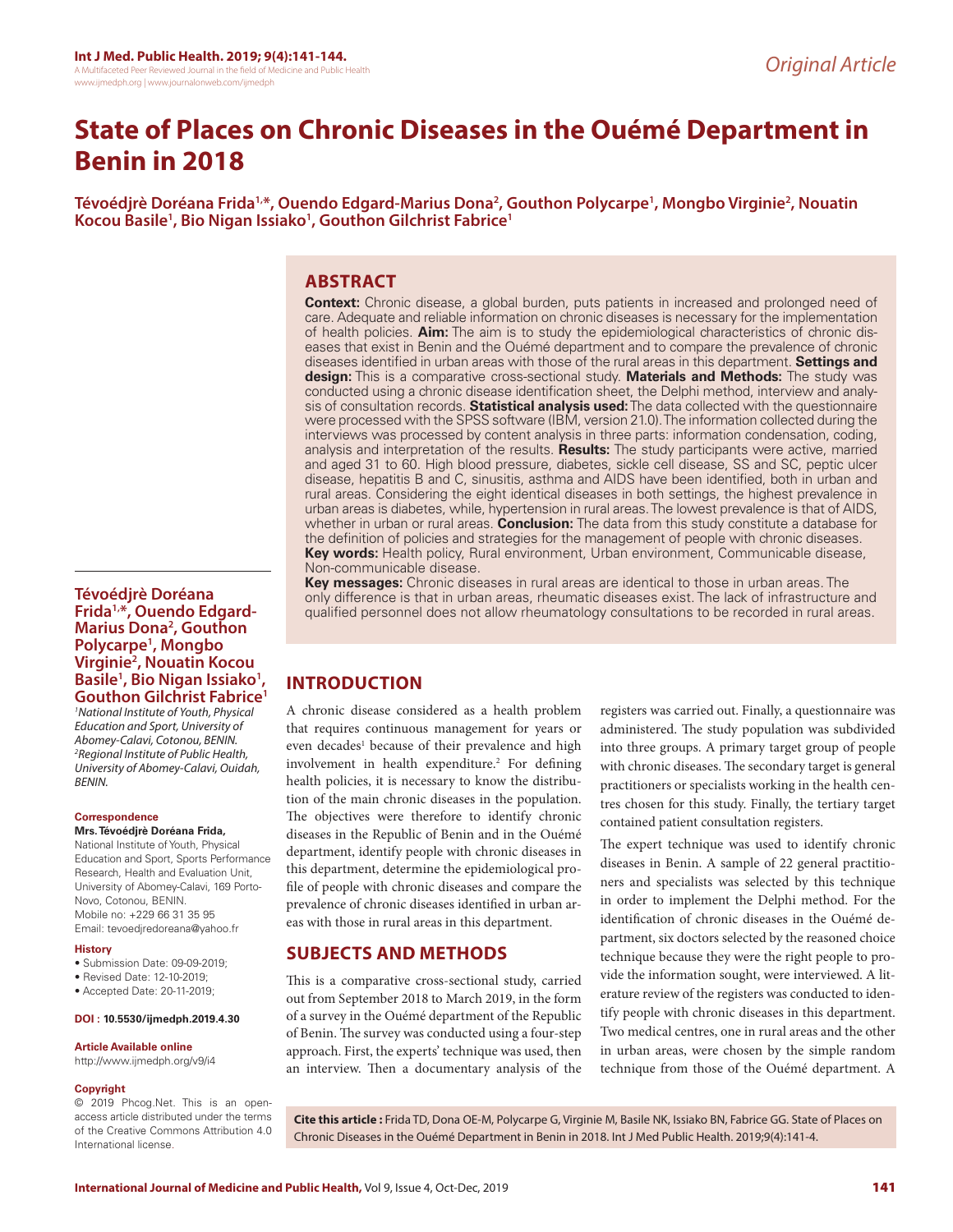*Original Article*

# State of Places on Chronic Diseases in the Ouémé Department in Benin in 2018

**Tévoédjrè Doréana Frida[1,*], Ouendo Edgard-Marius Dona[2], Gouthon Polycarpe[1], Mongbo Virginie[2], Nouatin Kocou Basile[1], Bio Nigan Issiako[1], Gouthon Gilchrist Fabrice[1]**

## ABSTRACT

**Context:** Chronic disease, a global burden, puts patients in increased and prolonged need of care. Adequate and reliable information on chronic diseases is necessary for the implementation of health policies. **Aim:** The aim is to study the epidemiological characteristics of chronic diseases that exist in Benin and the Ouémé department and to compare the prevalence of chronic diseases identified in urban areas with those of the rural areas in this department. **Settings and design:** This is a comparative cross-sectional study. **Materials and Methods:** The study was conducted using a chronic disease identification sheet, the Delphi method, interview and analysis of consultation records. **Statistical analysis used:** The data collected with the questionnaire were processed with the SPSS software (IBM, version 21.0). The information collected during the interviews was processed by content analysis in three parts: information condensation, coding, analysis and interpretation of the results. **Results:** The study participants were active, married and aged 31 to 60. High blood pressure, diabetes, sickle cell disease, SS and SC, peptic ulcer disease, hepatitis B and C, sinusitis, asthma and AIDS have been identified, both in urban and rural areas. Considering the eight identical diseases in both settings, the highest prevalence in urban areas is diabetes, while, hypertension in rural areas. The lowest prevalence is that of AIDS, whether in urban or rural areas. **Conclusion:** The data from this study constitute a database for the definition of policies and strategies for the management of people with chronic diseases.

**Key words:** Health policy, Rural environment, Urban environment, Communicable disease, Non-communicable disease.

**Key messages:** Chronic diseases in rural areas are identical to those in urban areas. The only difference is that in urban areas, rheumatic diseases exist. The lack of infrastructure and qualified personnel does not allow rheumatology consultations to be recorded in rural areas.

**Tévoédjrè Doréana Frida[1,*], Ouendo Edgard-Marius Dona[2], Gouthon Polycarpe[1], Mongbo Virginie[2], Nouatin Kocou Basile[1], Bio Nigan Issiako[1], Gouthon Gilchrist Fabrice[1]**

[1]*National Institute of Youth, Physical Education and Sport, University of Abomey-Calavi, Cotonou, BENIN.*
[2]*Regional Institute of Public Health, University of Abomey-Calavi, Ouidah, BENIN.*

**Correspondence**

**Mrs. Tévoédjrè Doréana Frida,**
National Institute of Youth, Physical Education and Sport, Sports Performance Research, Health and Evaluation Unit, University of Abomey-Calavi, 169 Porto-Novo, Cotonou, BENIN.
Mobile no: +229 66 31 35 95
Email: tevoedjredoreana@yahoo.fr

**History**
- Submission Date: 09-09-2019;
- Revised Date: 12-10-2019;
- Accepted Date: 20-11-2019;

**DOI : 10.5530/ijmedph.2019.4.30**

**Article Available online**
http://www.ijmedph.org/v9/i4

**Copyright**
© 2019 Phcog.Net. This is an open-access article distributed under the terms of the Creative Commons Attribution 4.0 International license.

## INTRODUCTION

A chronic disease considered as a health problem that requires continuous management for years or even decades[1] because of their prevalence and high involvement in health expenditure.[2] For defining health policies, it is necessary to know the distribution of the main chronic diseases in the population. The objectives were therefore to identify chronic diseases in the Republic of Benin and in the Ouémé department, identify people with chronic diseases in this department, determine the epidemiological profile of people with chronic diseases and compare the prevalence of chronic diseases identified in urban areas with those in rural areas in this department.

## SUBJECTS AND METHODS

This is a comparative cross-sectional study, carried out from September 2018 to March 2019, in the form of a survey in the Ouémé department of the Republic of Benin. The survey was conducted using a four-step approach. First, the experts' technique was used, then an interview. Then a documentary analysis of the registers was carried out. Finally, a questionnaire was administered. The study population was subdivided into three groups. A primary target group of people with chronic diseases. The secondary target is general practitioners or specialists working in the health centres chosen for this study. Finally, the tertiary target contained patient consultation registers.

The expert technique was used to identify chronic diseases in Benin. A sample of 22 general practitioners and specialists was selected by this technique in order to implement the Delphi method. For the identification of chronic diseases in the Ouémé department, six doctors selected by the reasoned choice technique because they were the right people to provide the information sought, were interviewed. A literature review of the registers was conducted to identify people with chronic diseases in this department. Two medical centres, one in rural areas and the other in urban areas, were chosen by the simple random technique from those of the Ouémé department. A

**Cite this article :** Frida TD, Dona OE-M, Polycarpe G, Virginie M, Basile NK, Issiako BN, Fabrice GG. State of Places on Chronic Diseases in the Ouémé Department in Benin in 2018. Int J Med Public Health. 2019;9(4):141-4.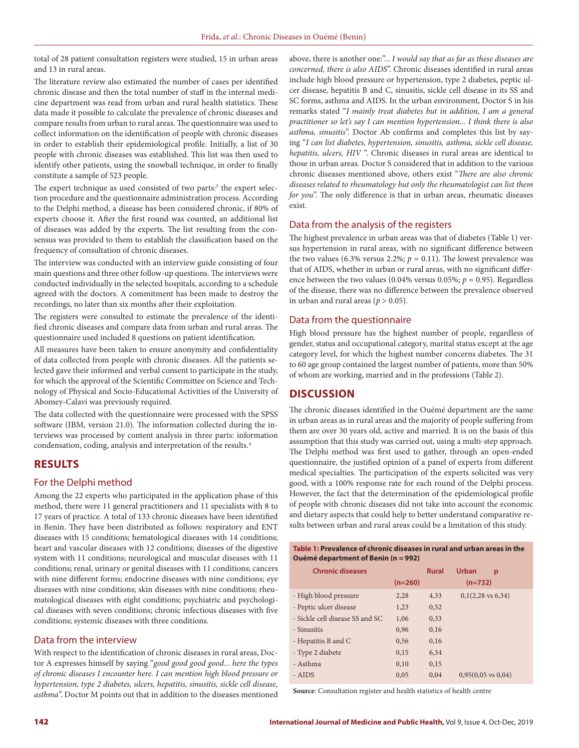total of 28 patient consultation registers were studied, 15 in urban areas and 13 in rural areas.

The literature review also estimated the number of cases per identified chronic disease and then the total number of staff in the internal medicine department was read from urban and rural health statistics. These data made it possible to calculate the prevalence of chronic diseases and compare results from urban to rural areas. The questionnaire was used to collect information on the identification of people with chronic diseases in order to establish their epidemiological profile. Initially, a list of 30 people with chronic diseases was established. This list was then used to identify other patients, using the snowball technique, in order to finally constitute a sample of 523 people.

The expert technique as used consisted of two parts:[3] the expert selection procedure and the questionnaire administration process. According to the Delphi method, a disease has been considered chronic, if 80% of experts choose it. After the first round was counted, an additional list of diseases was added by the experts. The list resulting from the consensus was provided to them to establish the classification based on the frequency of consultation of chronic diseases.

The interview was conducted with an interview guide consisting of four main questions and three other follow-up questions. The interviews were conducted individually in the selected hospitals, according to a schedule agreed with the doctors. A commitment has been made to destroy the recordings, no later than six months after their exploitation.

The registers were consulted to estimate the prevalence of the identified chronic diseases and compare data from urban and rural areas. The questionnaire used included 8 questions on patient identification.

All measures have been taken to ensure anonymity and confidentiality of data collected from people with chronic diseases. All the patients selected gave their informed and verbal consent to participate in the study, for which the approval of the Scientific Committee on Science and Technology of Physical and Socio-Educational Activities of the University of Abomey-Calavi was previously required.

The data collected with the questionnaire were processed with the SPSS software (IBM, version 21.0). The information collected during the interviews was processed by content analysis in three parts: information condensation, coding, analysis and interpretation of the results.[4]

## RESULTS

### For the Delphi method

Among the 22 experts who participated in the application phase of this method, there were 11 general practitioners and 11 specialists with 8 to 17 years of practice. A total of 133 chronic diseases have been identified in Benin. They have been distributed as follows: respiratory and ENT diseases with 15 conditions; hematological diseases with 14 conditions; heart and vascular diseases with 12 conditions; diseases of the digestive system with 11 conditions; neurological and muscular diseases with 11 conditions; renal, urinary or genital diseases with 11 conditions; cancers with nine different forms; endocrine diseases with nine conditions; eye diseases with nine conditions; skin diseases with nine conditions; rheumatological diseases with eight conditions; psychiatric and psychological diseases with seven conditions; chronic infectious diseases with five conditions; systemic diseases with three conditions.

### Data from the interview

With respect to the identification of chronic diseases in rural areas, Doctor A expresses himself by saying "*good good good good... here the types of chronic diseases I encounter here. I can mention high blood pressure or hypertension, type 2 diabetes, ulcers, hepatitis, sinusitis, sickle cell disease, asthma*". Doctor M points out that in addition to the diseases mentioned above, there is another one:"*... I would say that as far as these diseases are concerned, there is also AIDS*". Chronic diseases identified in rural areas include high blood pressure or hypertension, type 2 diabetes, peptic ulcer disease, hepatitis B and C, sinusitis, sickle cell disease in its SS and SC forms, asthma and AIDS. In the urban environment, Doctor S in his remarks stated "*I mainly treat diabetes but in addition, I am a general practitioner so let's say I can mention hypertension... I think there is also asthma, sinusitis*". Doctor Ab confirms and completes this list by saying "*I can list diabetes, hypertension, sinusitis, asthma, sickle cell disease, hepatitis, ulcers, HIV* ". Chronic diseases in rural areas are identical to those in urban areas. Doctor S considered that in addition to the various chronic diseases mentioned above, others exist "*There are also chronic diseases related to rheumatology but only the rheumatologist can list them for you*". The only difference is that in urban areas, rheumatic diseases exist.

### Data from the analysis of the registers

The highest prevalence in urban areas was that of diabetes (Table 1) versus hypertension in rural areas, with no significant difference between the two values (6.3% versus 2.2%; $p = 0.11$). The lowest prevalence was that of AIDS, whether in urban or rural areas, with no significant difference between the two values (0.04% versus 0.05%; $p = 0.95$). Regardless of the disease, there was no difference between the prevalence observed in urban and rural areas ($p > 0.05$).

### Data from the questionnaire

High blood pressure has the highest number of people, regardless of gender, status and occupational category, marital status except at the age category level, for which the highest number concerns diabetes. The 31 to 60 age group contained the largest number of patients, more than 50% of whom are working, married and in the professions (Table 2).

## DISCUSSION

The chronic diseases identified in the Ouémé department are the same in urban areas as in rural areas and the majority of people suffering from them are over 30 years old, active and married. It is on the basis of this assumption that this study was carried out, using a multi-step approach. The Delphi method was first used to gather, through an open-ended questionnaire, the justified opinion of a panel of experts from different medical specialties. The participation of the experts solicited was very good, with a 100% response rate for each round of the Delphi process. However, the fact that the determination of the epidemiological profile of people with chronic diseases did not take into account the economic and dietary aspects that could help to better understand comparative results between urban and rural areas could be a limitation of this study.

**Table 1: Prevalence of chronic diseases in rural and urban areas in the Ouémé department of Benin (n = 992)**

| Chronic diseases | Rural (n=260) | Urban (n=732) | p |
|---|---|---|---|
| - High blood pressure | 2,28 | 4,33 | 0,1(2,28 vs 6,34) |
| - Peptic ulcer disease | 1,23 | 0,52 | |
| - Sickle cell disease SS and SC | 1,06 | 0,33 | |
| - Sinusitis | 0,96 | 0,16 | |
| - Hepatitis B and C | 0,56 | 0,16 | |
| - Type 2 diabete | 0,15 | 6,34 | |
| - Asthma | 0,10 | 0,15 | |
| - AIDS | 0,05 | 0,04 | 0,95(0,05 vs 0,04) |

**Source**: Consultation register and health statistics of health centre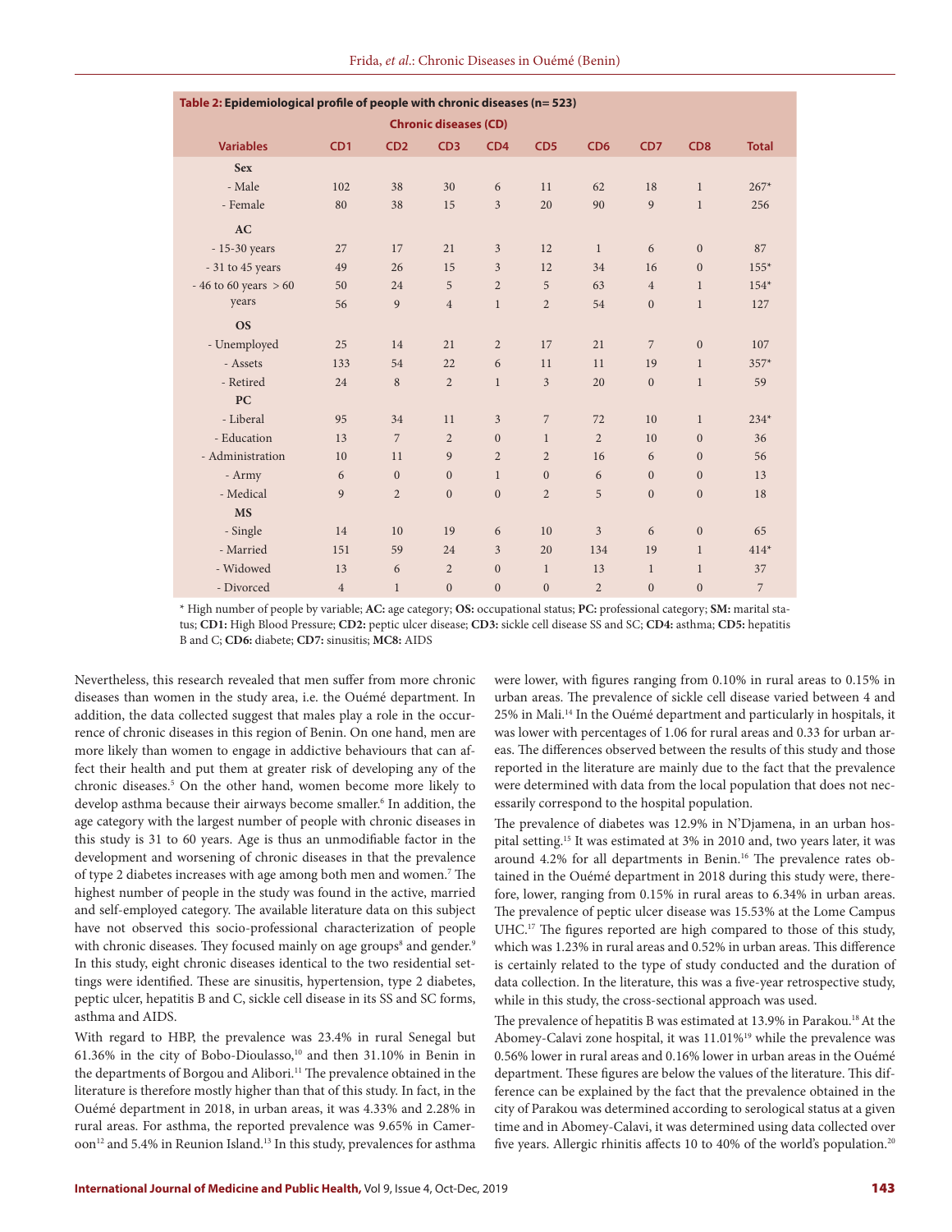**Table 2: Epidemiological profile of people with chronic diseases (n= 523)**

| Variables | Chronic diseases (CD) | | | | | | | | |
|---|---|---|---|---|---|---|---|---|---|
| | CD1 | CD2 | CD3 | CD4 | CD5 | CD6 | CD7 | CD8 | Total |
| **Sex** | | | | | | | | | |
| - Male | 102 | 38 | 30 | 6 | 11 | 62 | 18 | 1 | 267* |
| - Female | 80 | 38 | 15 | 3 | 20 | 90 | 9 | 1 | 256 |
| **AC** | | | | | | | | | |
| - 15-30 years | 27 | 17 | 21 | 3 | 12 | 1 | 6 | 0 | 87 |
| - 31 to 45 years | 49 | 26 | 15 | 3 | 12 | 34 | 16 | 0 | 155* |
| - 46 to 60 years | 50 | 24 | 5 | 2 | 5 | 63 | 4 | 1 | 154* |
| > 60 years | 56 | 9 | 4 | 1 | 2 | 54 | 0 | 1 | 127 |
| **OS** | | | | | | | | | |
| - Unemployed | 25 | 14 | 21 | 2 | 17 | 21 | 7 | 0 | 107 |
| - Assets | 133 | 54 | 22 | 6 | 11 | 11 | 19 | 1 | 357* |
| - Retired | 24 | 8 | 2 | 1 | 3 | 20 | 0 | 1 | 59 |
| **PC** | | | | | | | | | |
| - Liberal | 95 | 34 | 11 | 3 | 7 | 72 | 10 | 1 | 234* |
| - Education | 13 | 7 | 2 | 0 | 1 | 2 | 10 | 0 | 36 |
| - Administration | 10 | 11 | 9 | 2 | 2 | 16 | 6 | 0 | 56 |
| - Army | 6 | 0 | 0 | 1 | 0 | 6 | 0 | 0 | 13 |
| - Medical | 9 | 2 | 0 | 0 | 2 | 5 | 0 | 0 | 18 |
| **MS** | | | | | | | | | |
| - Single | 14 | 10 | 19 | 6 | 10 | 3 | 6 | 0 | 65 |
| - Married | 151 | 59 | 24 | 3 | 20 | 134 | 19 | 1 | 414* |
| - Widowed | 13 | 6 | 2 | 0 | 1 | 13 | 1 | 1 | 37 |
| - Divorced | 4 | 1 | 0 | 0 | 0 | 2 | 0 | 0 | 7 |

* High number of people by variable; **AC:** age category; **OS:** occupational status; **PC:** professional category; **SM:** marital status; **CD1:** High Blood Pressure; **CD2:** peptic ulcer disease; **CD3:** sickle cell disease SS and SC; **CD4:** asthma; **CD5:** hepatitis B and C; **CD6:** diabete; **CD7:** sinusitis; **MC8:** AIDS

Nevertheless, this research revealed that men suffer from more chronic diseases than women in the study area, i.e. the Ouémé department. In addition, the data collected suggest that males play a role in the occurrence of chronic diseases in this region of Benin. On one hand, men are more likely than women to engage in addictive behaviours that can affect their health and put them at greater risk of developing any of the chronic diseases.[5] On the other hand, women become more likely to develop asthma because their airways become smaller.[6] In addition, the age category with the largest number of people with chronic diseases in this study is 31 to 60 years. Age is thus an unmodifiable factor in the development and worsening of chronic diseases in that the prevalence of type 2 diabetes increases with age among both men and women.[7] The highest number of people in the study was found in the active, married and self-employed category. The available literature data on this subject have not observed this socio-professional characterization of people with chronic diseases. They focused mainly on age groups[8] and gender.[9] In this study, eight chronic diseases identical to the two residential settings were identified. These are sinusitis, hypertension, type 2 diabetes, peptic ulcer, hepatitis B and C, sickle cell disease in its SS and SC forms, asthma and AIDS.

With regard to HBP, the prevalence was 23.4% in rural Senegal but 61.36% in the city of Bobo-Dioulasso,[10] and then 31.10% in Benin in the departments of Borgou and Alibori.[11] The prevalence obtained in the literature is therefore mostly higher than that of this study. In fact, in the Ouémé department in 2018, in urban areas, it was 4.33% and 2.28% in rural areas. For asthma, the reported prevalence was 9.65% in Cameroon[12] and 5.4% in Reunion Island.[13] In this study, prevalences for asthma were lower, with figures ranging from 0.10% in rural areas to 0.15% in urban areas. The prevalence of sickle cell disease varied between 4 and 25% in Mali.[14] In the Ouémé department and particularly in hospitals, it was lower with percentages of 1.06 for rural areas and 0.33 for urban areas. The differences observed between the results of this study and those reported in the literature are mainly due to the fact that the prevalence were determined with data from the local population that does not necessarily correspond to the hospital population.

The prevalence of diabetes was 12.9% in N'Djamena, in an urban hospital setting.[15] It was estimated at 3% in 2010 and, two years later, it was around 4.2% for all departments in Benin.[16] The prevalence rates obtained in the Ouémé department in 2018 during this study were, therefore, lower, ranging from 0.15% in rural areas to 6.34% in urban areas. The prevalence of peptic ulcer disease was 15.53% at the Lome Campus UHC.[17] The figures reported are high compared to those of this study, which was 1.23% in rural areas and 0.52% in urban areas. This difference is certainly related to the type of study conducted and the duration of data collection. In the literature, this was a five-year retrospective study, while in this study, the cross-sectional approach was used.

The prevalence of hepatitis B was estimated at 13.9% in Parakou.[18] At the Abomey-Calavi zone hospital, it was 11.01%[19] while the prevalence was 0.56% lower in rural areas and 0.16% lower in urban areas in the Ouémé department. These figures are below the values of the literature. This difference can be explained by the fact that the prevalence obtained in the city of Parakou was determined according to serological status at a given time and in Abomey-Calavi, it was determined using data collected over five years. Allergic rhinitis affects 10 to 40% of the world's population.[20]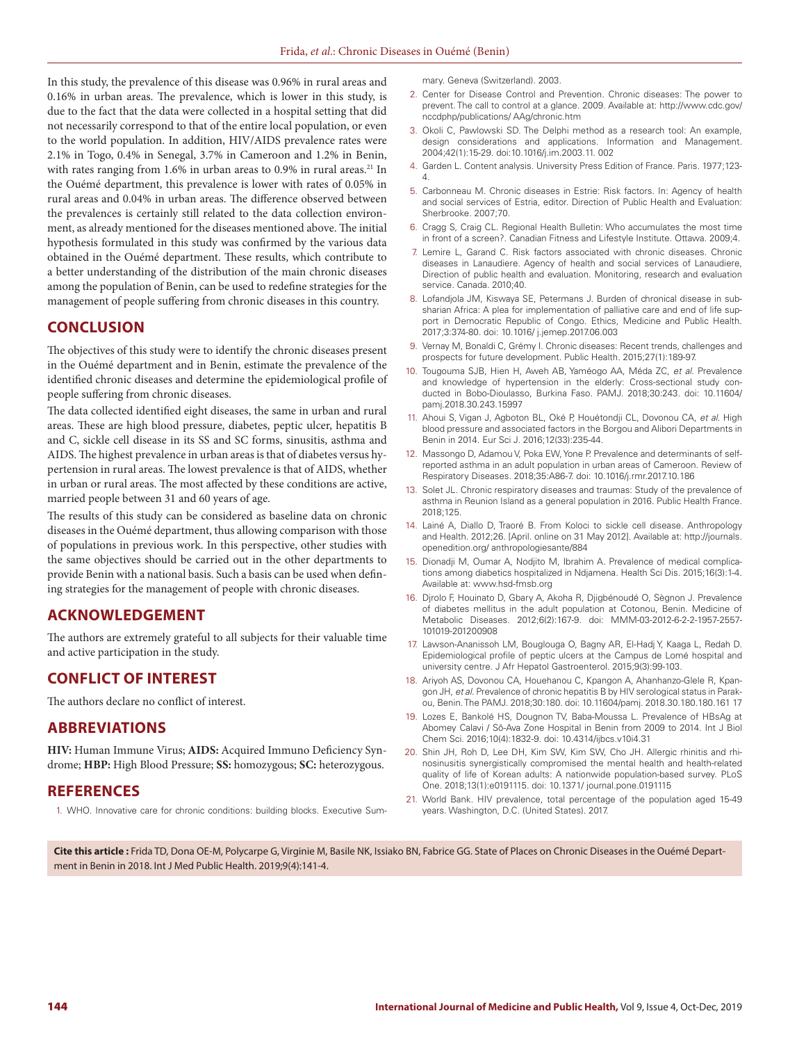In this study, the prevalence of this disease was 0.96% in rural areas and 0.16% in urban areas. The prevalence, which is lower in this study, is due to the fact that the data were collected in a hospital setting that did not necessarily correspond to that of the entire local population, or even to the world population. In addition, HIV/AIDS prevalence rates were 2.1% in Togo, 0.4% in Senegal, 3.7% in Cameroon and 1.2% in Benin, with rates ranging from 1.6% in urban areas to 0.9% in rural areas.[21] In the Ouémé department, this prevalence is lower with rates of 0.05% in rural areas and 0.04% in urban areas. The difference observed between the prevalences is certainly still related to the data collection environment, as already mentioned for the diseases mentioned above. The initial hypothesis formulated in this study was confirmed by the various data obtained in the Ouémé department. These results, which contribute to a better understanding of the distribution of the main chronic diseases among the population of Benin, can be used to redefine strategies for the management of people suffering from chronic diseases in this country.

## CONCLUSION

The objectives of this study were to identify the chronic diseases present in the Ouémé department and in Benin, estimate the prevalence of the identified chronic diseases and determine the epidemiological profile of people suffering from chronic diseases.

The data collected identified eight diseases, the same in urban and rural areas. These are high blood pressure, diabetes, peptic ulcer, hepatitis B and C, sickle cell disease in its SS and SC forms, sinusitis, asthma and AIDS. The highest prevalence in urban areas is that of diabetes versus hypertension in rural areas. The lowest prevalence is that of AIDS, whether in urban or rural areas. The most affected by these conditions are active, married people between 31 and 60 years of age.

The results of this study can be considered as baseline data on chronic diseases in the Ouémé department, thus allowing comparison with those of populations in previous work. In this perspective, other studies with the same objectives should be carried out in the other departments to provide Benin with a national basis. Such a basis can be used when defining strategies for the management of people with chronic diseases.

## ACKNOWLEDGEMENT

The authors are extremely grateful to all subjects for their valuable time and active participation in the study.

## CONFLICT OF INTEREST

The authors declare no conflict of interest.

## ABBREVIATIONS

**HIV:** Human Immune Virus; **AIDS:** Acquired Immuno Deficiency Syndrome; **HBP:** High Blood Pressure; **SS:** homozygous; **SC:** heterozygous.

## REFERENCES

1. WHO. Innovative care for chronic conditions: building blocks. Executive Summary. Geneva (Switzerland). 2003.
2. Center for Disease Control and Prevention. Chronic diseases: The power to prevent. The call to control at a glance. 2009. Available at: http://www.cdc.gov/nccdphp/publications/ AAg/chronic.htm
3. Okoli C, Pawlowski SD. The Delphi method as a research tool: An example, design considerations and applications. Information and Management. 2004;42(1):15-29. doi:10.1016/j.im.2003.11. 002
4. Garden L. Content analysis. University Press Edition of France. Paris. 1977;123-4.
5. Carbonneau M. Chronic diseases in Estrie: Risk factors. In: Agency of health and social services of Estria, editor. Direction of Public Health and Evaluation: Sherbrooke. 2007;70.
6. Cragg S, Craig CL. Regional Health Bulletin: Who accumulates the most time in front of a screen?. Canadian Fitness and Lifestyle Institute. Ottawa. 2009;4.
7. Lemire L, Garand C. Risk factors associated with chronic diseases. Chronic diseases in Lanaudiere. Agency of health and social services of Lanaudiere, Direction of public health and evaluation. Monitoring, research and evaluation service. Canada. 2010;40.
8. Lofandjola JM, Kiswaya SE, Petermans J. Burden of chronical disease in sub-sharian Africa: A plea for implementation of palliative care and end of life support in Democratic Republic of Congo. Ethics, Medicine and Public Health. 2017;3:374-80. doi: 10.1016/ j.jemep.2017.06.003
9. Vernay M, Bonaldi C, Grémy I. Chronic diseases: Recent trends, challenges and prospects for future development. Public Health. 2015;27(1):189-97.
10. Tougouma SJB, Hien H, Aweh AB, Yaméogo AA, Méda ZC, *et al.* Prevalence and knowledge of hypertension in the elderly: Cross-sectional study conducted in Bobo-Dioulasso, Burkina Faso. PAMJ. 2018;30:243. doi: 10.11604/pamj.2018.30.243.15997
11. Ahoui S, Vigan J, Agboton BL, Oké P, Houétondji CL, Dovonou CA, *et al.* High blood pressure and associated factors in the Borgou and Alibori Departments in Benin in 2014. Eur Sci J. 2016;12(33):235-44.
12. Massongo D, Adamou V, Poka EW, Yone P. Prevalence and determinants of self-reported asthma in an adult population in urban areas of Cameroon. Review of Respiratory Diseases. 2018;35:A86-7. doi: 10.1016/j.rmr.2017.10.186
13. Solet JL. Chronic respiratory diseases and traumas: Study of the prevalence of asthma in Reunion Island as a general population in 2016. Public Health France. 2018;125.
14. Lainé A, Diallo D, Traoré B. From Koloci to sickle cell disease. Anthropology and Health. 2012;26. [April. online on 31 May 2012]. Available at: http://journals.openedition.org/ anthropologiesante/884
15. Dionadji M, Oumar A, Nodjito M, Ibrahim A. Prevalence of medical complications among diabetics hospitalized in Ndjamena. Health Sci Dis. 2015;16(3):1-4. Available at: www.hsd-fmsb.org
16. Djrolo F, Houinato D, Gbary A, Akoha R, Djigbénoudé O, Sègnon J. Prevalence of diabetes mellitus in the adult population at Cotonou, Benin. Medicine of Metabolic Diseases. 2012;6(2):167-9. doi: MMM-03-2012-6-2-2-1957-2557-101019-201200908
17. Lawson-Ananissoh LM, Bouglouga O, Bagny AR, El-Hadj Y, Kaaga L, Redah D. Epidemiological profile of peptic ulcers at the Campus de Lomé hospital and university centre. J Afr Hepatol Gastroenterol. 2015;9(3):99-103.
18. Ariyoh AS, Dovonou CA, Houehanou C, Kpangon A, Ahanhanzo-Glele R, Kpangon JH, *et al.* Prevalence of chronic hepatitis B by HIV serological status in Parakou, Benin. The PAMJ. 2018;30:180. doi: 10.11604/pamj. 2018.30.180.161 17
19. Lozes E, Bankolé HS, Dougnon TV, Baba-Moussa L. Prevalence of HBsAg at Abomey Calavi / Sô-Ava Zone Hospital in Benin from 2009 to 2014. Int J Biol Chem Sci. 2016;10(4):1832-9. doi: 10.4314/ijbcs.v10i4.31
20. Shin JH, Roh D, Lee DH, Kim SW, Kim SW, Cho JH. Allergic rhinitis and rhinosinusitis synergistically compromised the mental health and health-related quality of life of Korean adults: A nationwide population-based survey. PLoS One. 2018;13(1):e0191115. doi: 10.1371/ journal.pone.0191115
21. World Bank. HIV prevalence, total percentage of the population aged 15-49 years. Washington, D.C. (United States). 2017.

**Cite this article :** Frida TD, Dona OE-M, Polycarpe G, Virginie M, Basile NK, Issiako BN, Fabrice GG. State of Places on Chronic Diseases in the Ouémé Department in Benin in 2018. Int J Med Public Health. 2019;9(4):141-4.